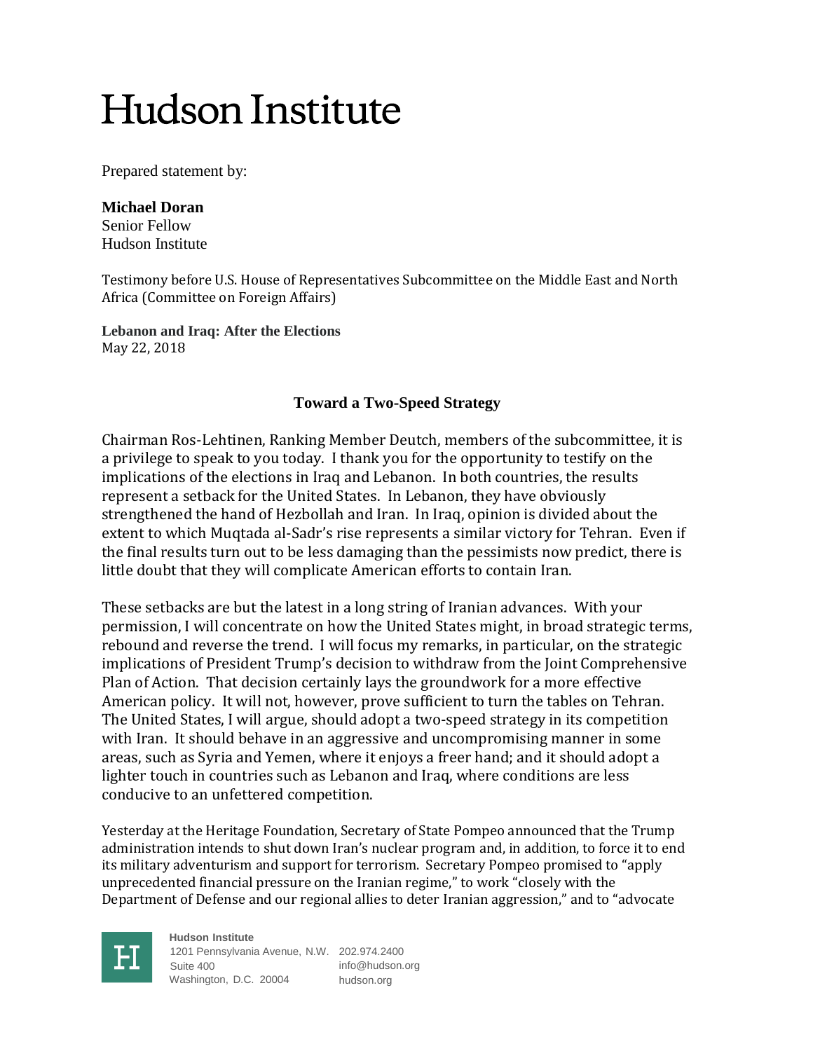# Hudson Institute

Prepared statement by:

**Michael Doran**
Senior Fellow
Hudson Institute

Testimony before U.S. House of Representatives Subcommittee on the Middle East and North Africa (Committee on Foreign Affairs)

**Lebanon and Iraq: After the Elections**
May 22, 2018

## Toward a Two-Speed Strategy

Chairman Ros-Lehtinen, Ranking Member Deutch, members of the subcommittee, it is a privilege to speak to you today. I thank you for the opportunity to testify on the implications of the elections in Iraq and Lebanon. In both countries, the results represent a setback for the United States. In Lebanon, they have obviously strengthened the hand of Hezbollah and Iran. In Iraq, opinion is divided about the extent to which Muqtada al-Sadr's rise represents a similar victory for Tehran. Even if the final results turn out to be less damaging than the pessimists now predict, there is little doubt that they will complicate American efforts to contain Iran.

These setbacks are but the latest in a long string of Iranian advances. With your permission, I will concentrate on how the United States might, in broad strategic terms, rebound and reverse the trend. I will focus my remarks, in particular, on the strategic implications of President Trump's decision to withdraw from the Joint Comprehensive Plan of Action. That decision certainly lays the groundwork for a more effective American policy. It will not, however, prove sufficient to turn the tables on Tehran. The United States, I will argue, should adopt a two-speed strategy in its competition with Iran. It should behave in an aggressive and uncompromising manner in some areas, such as Syria and Yemen, where it enjoys a freer hand; and it should adopt a lighter touch in countries such as Lebanon and Iraq, where conditions are less conducive to an unfettered competition.

Yesterday at the Heritage Foundation, Secretary of State Pompeo announced that the Trump administration intends to shut down Iran's nuclear program and, in addition, to force it to end its military adventurism and support for terrorism. Secretary Pompeo promised to "apply unprecedented financial pressure on the Iranian regime," to work "closely with the Department of Defense and our regional allies to deter Iranian aggression," and to "advocate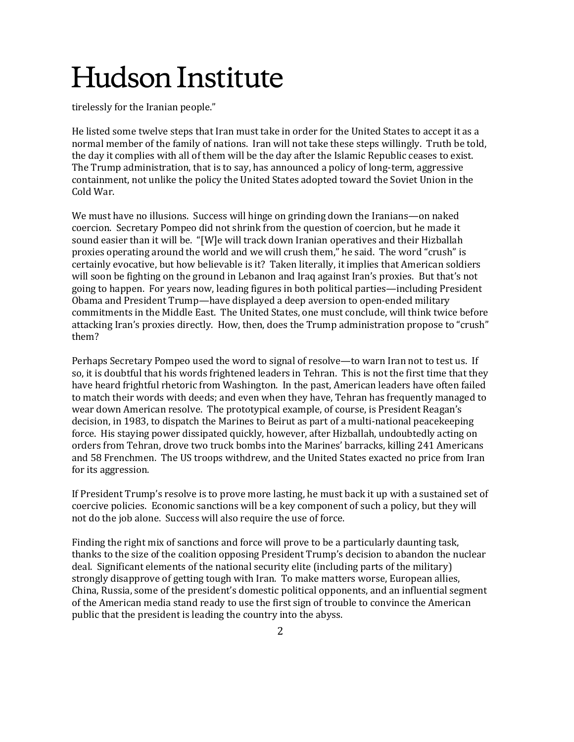tirelessly for the Iranian people."

He listed some twelve steps that Iran must take in order for the United States to accept it as a normal member of the family of nations. Iran will not take these steps willingly. Truth be told, the day it complies with all of them will be the day after the Islamic Republic ceases to exist. The Trump administration, that is to say, has announced a policy of long-term, aggressive containment, not unlike the policy the United States adopted toward the Soviet Union in the Cold War.

We must have no illusions. Success will hinge on grinding down the Iranians—on naked coercion. Secretary Pompeo did not shrink from the question of coercion, but he made it sound easier than it will be. "[W]e will track down Iranian operatives and their Hizballah proxies operating around the world and we will crush them," he said. The word "crush" is certainly evocative, but how believable is it? Taken literally, it implies that American soldiers will soon be fighting on the ground in Lebanon and Iraq against Iran's proxies. But that's not going to happen. For years now, leading figures in both political parties—including President Obama and President Trump—have displayed a deep aversion to open-ended military commitments in the Middle East. The United States, one must conclude, will think twice before attacking Iran's proxies directly. How, then, does the Trump administration propose to "crush" them?

Perhaps Secretary Pompeo used the word to signal of resolve—to warn Iran not to test us. If so, it is doubtful that his words frightened leaders in Tehran. This is not the first time that they have heard frightful rhetoric from Washington. In the past, American leaders have often failed to match their words with deeds; and even when they have, Tehran has frequently managed to wear down American resolve. The prototypical example, of course, is President Reagan's decision, in 1983, to dispatch the Marines to Beirut as part of a multi-national peacekeeping force. His staying power dissipated quickly, however, after Hizballah, undoubtedly acting on orders from Tehran, drove two truck bombs into the Marines' barracks, killing 241 Americans and 58 Frenchmen. The US troops withdrew, and the United States exacted no price from Iran for its aggression.

If President Trump's resolve is to prove more lasting, he must back it up with a sustained set of coercive policies. Economic sanctions will be a key component of such a policy, but they will not do the job alone. Success will also require the use of force.

Finding the right mix of sanctions and force will prove to be a particularly daunting task, thanks to the size of the coalition opposing President Trump's decision to abandon the nuclear deal. Significant elements of the national security elite (including parts of the military) strongly disapprove of getting tough with Iran. To make matters worse, European allies, China, Russia, some of the president's domestic political opponents, and an influential segment of the American media stand ready to use the first sign of trouble to convince the American public that the president is leading the country into the abyss.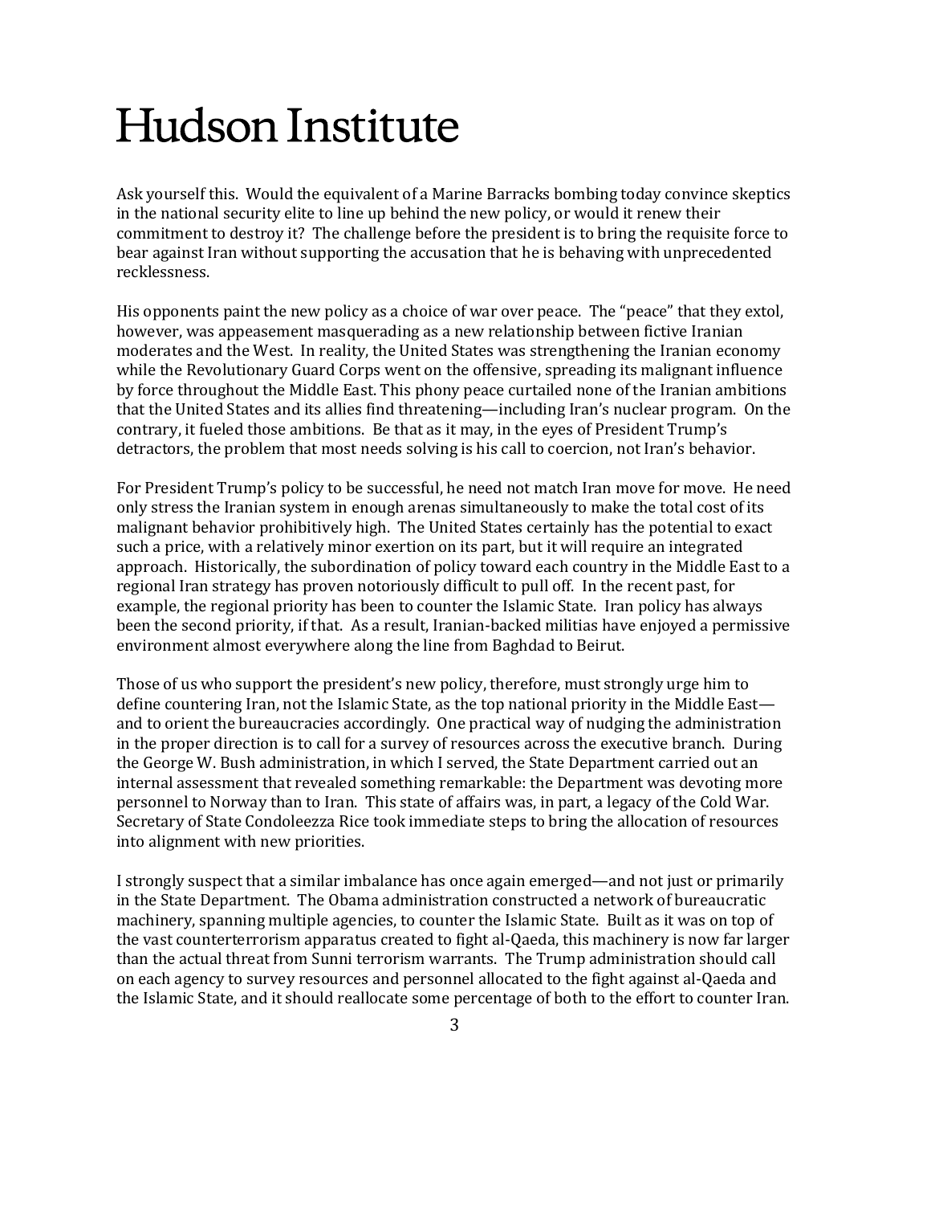Ask yourself this. Would the equivalent of a Marine Barracks bombing today convince skeptics in the national security elite to line up behind the new policy, or would it renew their commitment to destroy it? The challenge before the president is to bring the requisite force to bear against Iran without supporting the accusation that he is behaving with unprecedented recklessness.

His opponents paint the new policy as a choice of war over peace. The "peace" that they extol, however, was appeasement masquerading as a new relationship between fictive Iranian moderates and the West. In reality, the United States was strengthening the Iranian economy while the Revolutionary Guard Corps went on the offensive, spreading its malignant influence by force throughout the Middle East. This phony peace curtailed none of the Iranian ambitions that the United States and its allies find threatening—including Iran's nuclear program. On the contrary, it fueled those ambitions. Be that as it may, in the eyes of President Trump's detractors, the problem that most needs solving is his call to coercion, not Iran's behavior.

For President Trump's policy to be successful, he need not match Iran move for move. He need only stress the Iranian system in enough arenas simultaneously to make the total cost of its malignant behavior prohibitively high. The United States certainly has the potential to exact such a price, with a relatively minor exertion on its part, but it will require an integrated approach. Historically, the subordination of policy toward each country in the Middle East to a regional Iran strategy has proven notoriously difficult to pull off. In the recent past, for example, the regional priority has been to counter the Islamic State. Iran policy has always been the second priority, if that. As a result, Iranian-backed militias have enjoyed a permissive environment almost everywhere along the line from Baghdad to Beirut.

Those of us who support the president's new policy, therefore, must strongly urge him to define countering Iran, not the Islamic State, as the top national priority in the Middle East—and to orient the bureaucracies accordingly. One practical way of nudging the administration in the proper direction is to call for a survey of resources across the executive branch. During the George W. Bush administration, in which I served, the State Department carried out an internal assessment that revealed something remarkable: the Department was devoting more personnel to Norway than to Iran. This state of affairs was, in part, a legacy of the Cold War. Secretary of State Condoleezza Rice took immediate steps to bring the allocation of resources into alignment with new priorities.

I strongly suspect that a similar imbalance has once again emerged—and not just or primarily in the State Department. The Obama administration constructed a network of bureaucratic machinery, spanning multiple agencies, to counter the Islamic State. Built as it was on top of the vast counterterrorism apparatus created to fight al-Qaeda, this machinery is now far larger than the actual threat from Sunni terrorism warrants. The Trump administration should call on each agency to survey resources and personnel allocated to the fight against al-Qaeda and the Islamic State, and it should reallocate some percentage of both to the effort to counter Iran.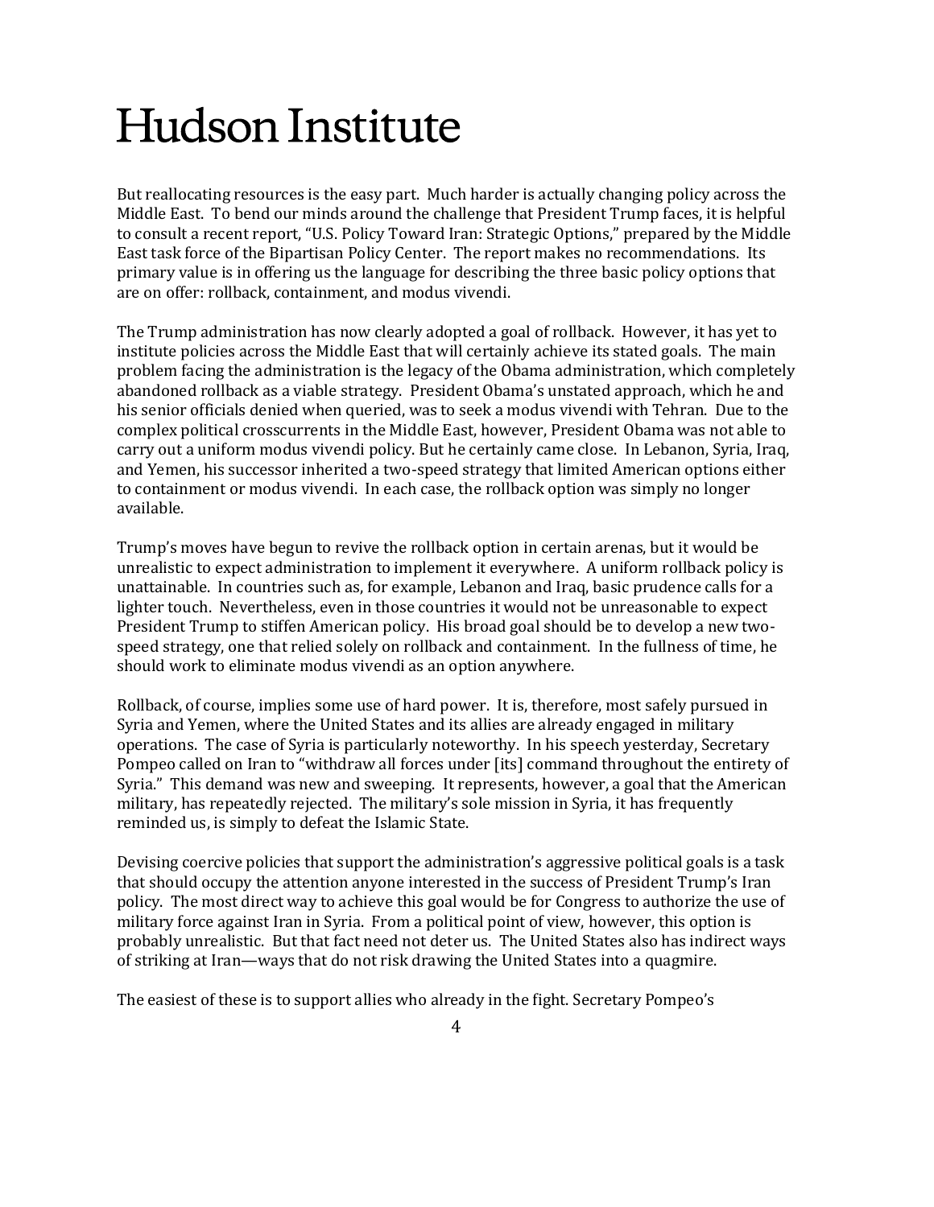But reallocating resources is the easy part. Much harder is actually changing policy across the Middle East. To bend our minds around the challenge that President Trump faces, it is helpful to consult a recent report, "U.S. Policy Toward Iran: Strategic Options," prepared by the Middle East task force of the Bipartisan Policy Center. The report makes no recommendations. Its primary value is in offering us the language for describing the three basic policy options that are on offer: rollback, containment, and modus vivendi.

The Trump administration has now clearly adopted a goal of rollback. However, it has yet to institute policies across the Middle East that will certainly achieve its stated goals. The main problem facing the administration is the legacy of the Obama administration, which completely abandoned rollback as a viable strategy. President Obama's unstated approach, which he and his senior officials denied when queried, was to seek a modus vivendi with Tehran. Due to the complex political crosscurrents in the Middle East, however, President Obama was not able to carry out a uniform modus vivendi policy. But he certainly came close. In Lebanon, Syria, Iraq, and Yemen, his successor inherited a two-speed strategy that limited American options either to containment or modus vivendi. In each case, the rollback option was simply no longer available.

Trump's moves have begun to revive the rollback option in certain arenas, but it would be unrealistic to expect administration to implement it everywhere. A uniform rollback policy is unattainable. In countries such as, for example, Lebanon and Iraq, basic prudence calls for a lighter touch. Nevertheless, even in those countries it would not be unreasonable to expect President Trump to stiffen American policy. His broad goal should be to develop a new two-speed strategy, one that relied solely on rollback and containment. In the fullness of time, he should work to eliminate modus vivendi as an option anywhere.

Rollback, of course, implies some use of hard power. It is, therefore, most safely pursued in Syria and Yemen, where the United States and its allies are already engaged in military operations. The case of Syria is particularly noteworthy. In his speech yesterday, Secretary Pompeo called on Iran to "withdraw all forces under [its] command throughout the entirety of Syria." This demand was new and sweeping. It represents, however, a goal that the American military, has repeatedly rejected. The military's sole mission in Syria, it has frequently reminded us, is simply to defeat the Islamic State.

Devising coercive policies that support the administration's aggressive political goals is a task that should occupy the attention anyone interested in the success of President Trump's Iran policy. The most direct way to achieve this goal would be for Congress to authorize the use of military force against Iran in Syria. From a political point of view, however, this option is probably unrealistic. But that fact need not deter us. The United States also has indirect ways of striking at Iran—ways that do not risk drawing the United States into a quagmire.

The easiest of these is to support allies who already in the fight. Secretary Pompeo's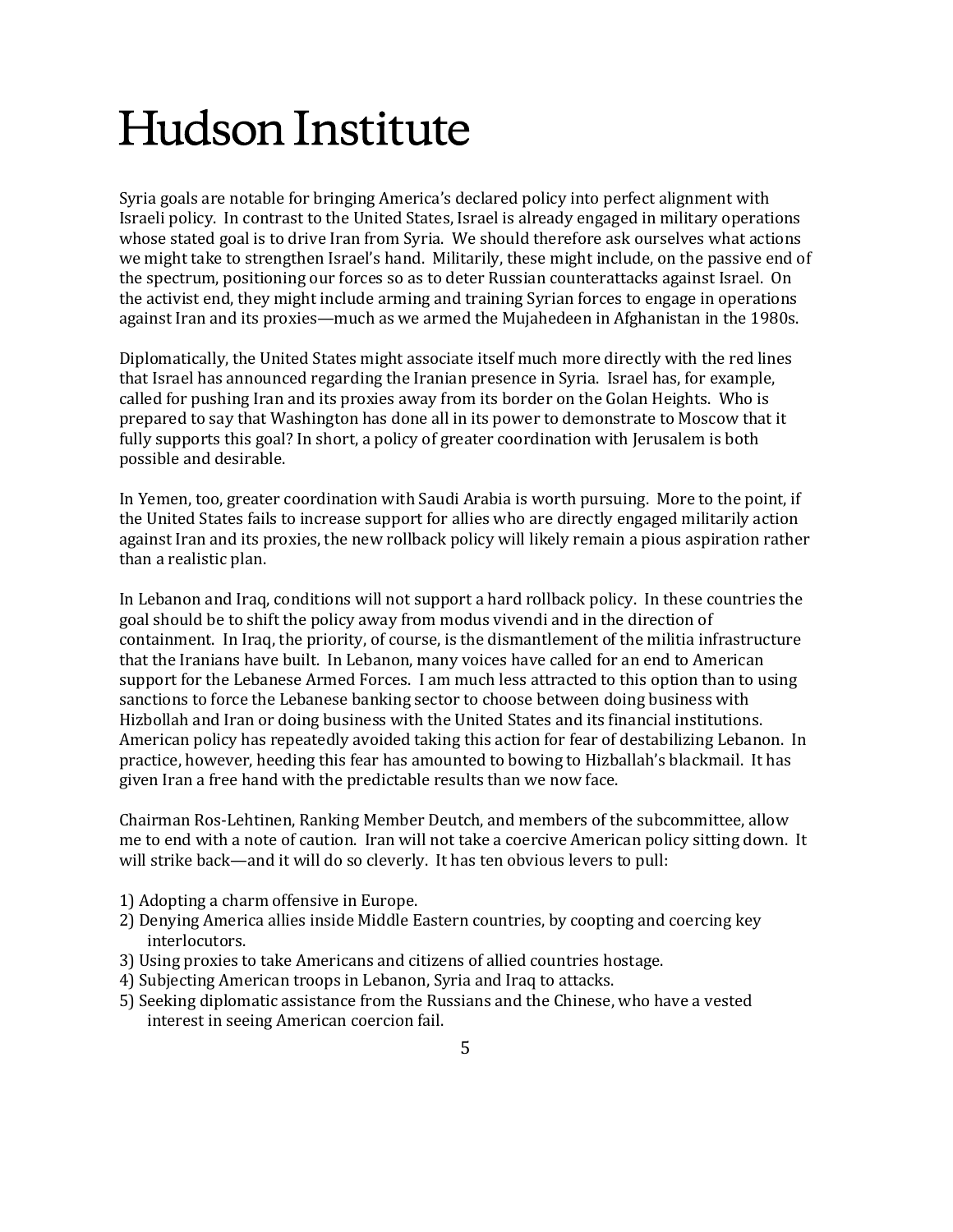Syria goals are notable for bringing America's declared policy into perfect alignment with Israeli policy. In contrast to the United States, Israel is already engaged in military operations whose stated goal is to drive Iran from Syria. We should therefore ask ourselves what actions we might take to strengthen Israel's hand. Militarily, these might include, on the passive end of the spectrum, positioning our forces so as to deter Russian counterattacks against Israel. On the activist end, they might include arming and training Syrian forces to engage in operations against Iran and its proxies—much as we armed the Mujahedeen in Afghanistan in the 1980s.

Diplomatically, the United States might associate itself much more directly with the red lines that Israel has announced regarding the Iranian presence in Syria. Israel has, for example, called for pushing Iran and its proxies away from its border on the Golan Heights. Who is prepared to say that Washington has done all in its power to demonstrate to Moscow that it fully supports this goal? In short, a policy of greater coordination with Jerusalem is both possible and desirable.

In Yemen, too, greater coordination with Saudi Arabia is worth pursuing. More to the point, if the United States fails to increase support for allies who are directly engaged militarily action against Iran and its proxies, the new rollback policy will likely remain a pious aspiration rather than a realistic plan.

In Lebanon and Iraq, conditions will not support a hard rollback policy. In these countries the goal should be to shift the policy away from modus vivendi and in the direction of containment. In Iraq, the priority, of course, is the dismantlement of the militia infrastructure that the Iranians have built. In Lebanon, many voices have called for an end to American support for the Lebanese Armed Forces. I am much less attracted to this option than to using sanctions to force the Lebanese banking sector to choose between doing business with Hizbollah and Iran or doing business with the United States and its financial institutions. American policy has repeatedly avoided taking this action for fear of destabilizing Lebanon. In practice, however, heeding this fear has amounted to bowing to Hizballah's blackmail. It has given Iran a free hand with the predictable results than we now face.

Chairman Ros-Lehtinen, Ranking Member Deutch, and members of the subcommittee, allow me to end with a note of caution. Iran will not take a coercive American policy sitting down. It will strike back—and it will do so cleverly. It has ten obvious levers to pull:

1) Adopting a charm offensive in Europe.
2) Denying America allies inside Middle Eastern countries, by coopting and coercing key interlocutors.
3) Using proxies to take Americans and citizens of allied countries hostage.
4) Subjecting American troops in Lebanon, Syria and Iraq to attacks.
5) Seeking diplomatic assistance from the Russians and the Chinese, who have a vested interest in seeing American coercion fail.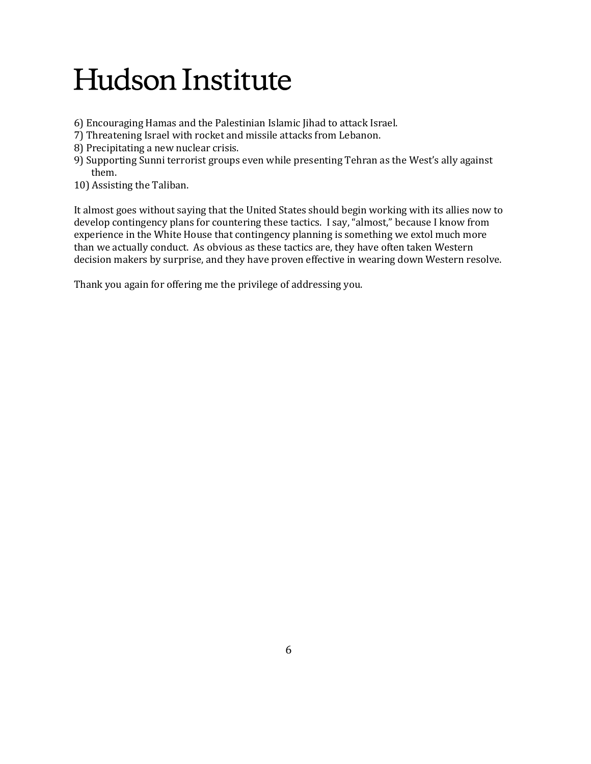6) Encouraging Hamas and the Palestinian Islamic Jihad to attack Israel.
7) Threatening Israel with rocket and missile attacks from Lebanon.
8) Precipitating a new nuclear crisis.
9) Supporting Sunni terrorist groups even while presenting Tehran as the West's ally against them.
10) Assisting the Taliban.

It almost goes without saying that the United States should begin working with its allies now to develop contingency plans for countering these tactics. I say, "almost," because I know from experience in the White House that contingency planning is something we extol much more than we actually conduct. As obvious as these tactics are, they have often taken Western decision makers by surprise, and they have proven effective in wearing down Western resolve.

Thank you again for offering me the privilege of addressing you.